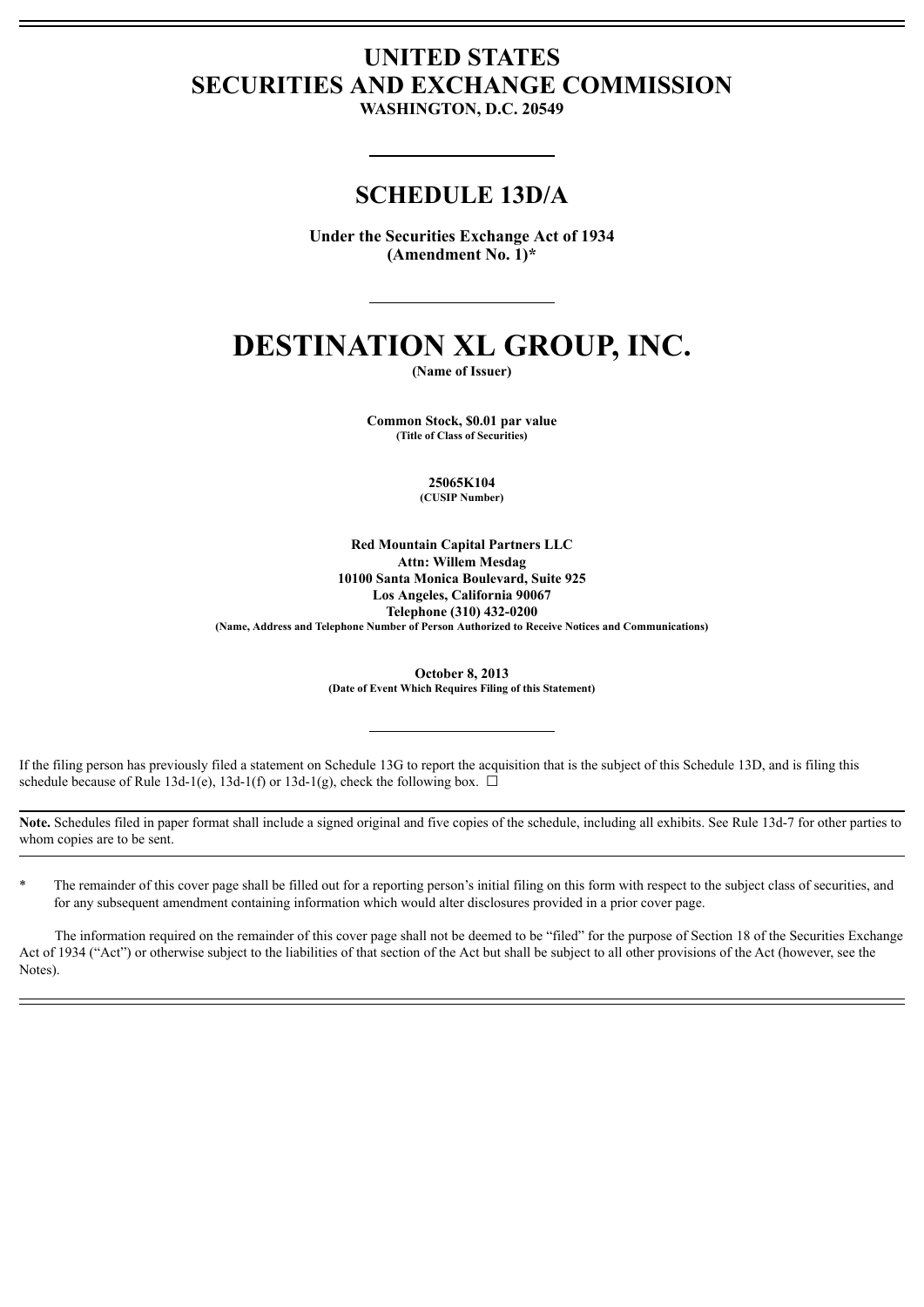# UNITED STATES
# SECURITIES AND EXCHANGE COMMISSION
**WASHINGTON, D.C. 20549**

---

## SCHEDULE 13D/A

**Under the Securities Exchange Act of 1934**
**(Amendment No. 1)***

---

# DESTINATION XL GROUP, INC.
**(Name of Issuer)**

**Common Stock, $0.01 par value**
**(Title of Class of Securities)**

**25065K104**
**(CUSIP Number)**

**Red Mountain Capital Partners LLC**
**Attn: Willem Mesdag**
**10100 Santa Monica Boulevard, Suite 925**
**Los Angeles, California 90067**
**Telephone (310) 432-0200**
**(Name, Address and Telephone Number of Person Authorized to Receive Notices and Communications)**

**October 8, 2013**
**(Date of Event Which Requires Filing of this Statement)**

---

If the filing person has previously filed a statement on Schedule 13G to report the acquisition that is the subject of this Schedule 13D, and is filing this schedule because of Rule 13d-1(e), 13d-1(f) or 13d-1(g), check the following box. ☐

**Note.** Schedules filed in paper format shall include a signed original and five copies of the schedule, including all exhibits. See Rule 13d-7 for other parties to whom copies are to be sent.

\* The remainder of this cover page shall be filled out for a reporting person's initial filing on this form with respect to the subject class of securities, and for any subsequent amendment containing information which would alter disclosures provided in a prior cover page.

The information required on the remainder of this cover page shall not be deemed to be "filed" for the purpose of Section 18 of the Securities Exchange Act of 1934 ("Act") or otherwise subject to the liabilities of that section of the Act but shall be subject to all other provisions of the Act (however, see the Notes).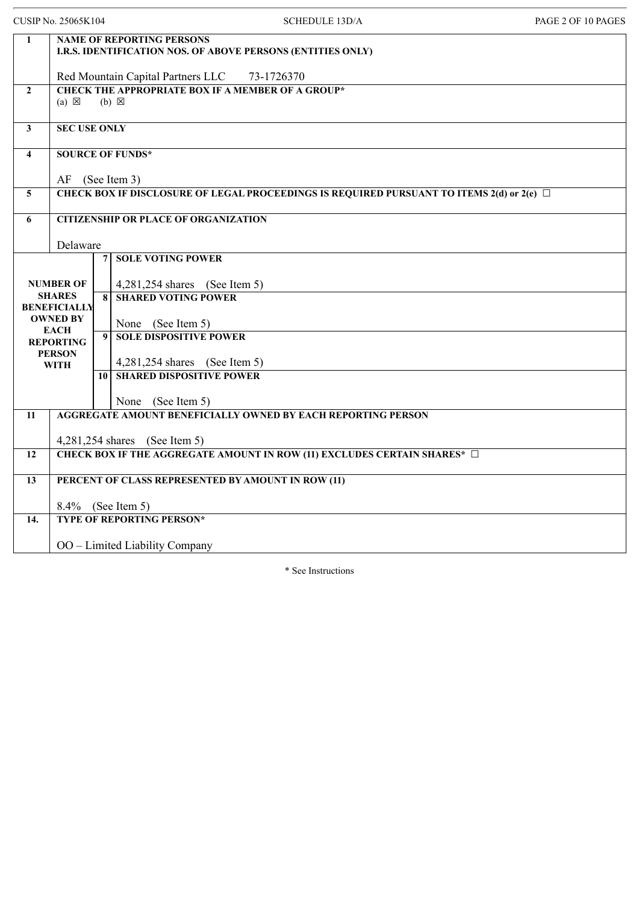CUSIP No. 25065K104 SCHEDULE 13D/A

| | | | |
|---|---|---|---|
| 1 | **NAME OF REPORTING PERSONS**<br>**I.R.S. IDENTIFICATION NOS. OF ABOVE PERSONS (ENTITIES ONLY)**<br><br>Red Mountain Capital Partners LLC 73-1726370 | | |
| 2 | **CHECK THE APPROPRIATE BOX IF A MEMBER OF A GROUP***<br>(a) ☒ (b) ☒ | | |
| 3 | **SEC USE ONLY** | | |
| 4 | **SOURCE OF FUNDS***<br><br>AF (See Item 3) | | |
| 5 | **CHECK BOX IF DISCLOSURE OF LEGAL PROCEEDINGS IS REQUIRED PURSUANT TO ITEMS 2(d) or 2(e)** ☐ | | |
| 6 | **CITIZENSHIP OR PLACE OF ORGANIZATION**<br><br>Delaware | | |
| **NUMBER OF SHARES BENEFICIALLY OWNED BY EACH REPORTING PERSON WITH** | 7 | **SOLE VOTING POWER**<br><br>4,281,254 shares (See Item 5) | |
| | 8 | **SHARED VOTING POWER**<br><br>None (See Item 5) | |
| | 9 | **SOLE DISPOSITIVE POWER**<br><br>4,281,254 shares (See Item 5) | |
| | 10 | **SHARED DISPOSITIVE POWER**<br><br>None (See Item 5) | |
| 11 | **AGGREGATE AMOUNT BENEFICIALLY OWNED BY EACH REPORTING PERSON**<br><br>4,281,254 shares (See Item 5) | | |
| 12 | **CHECK BOX IF THE AGGREGATE AMOUNT IN ROW (11) EXCLUDES CERTAIN SHARES*** ☐ | | |
| 13 | **PERCENT OF CLASS REPRESENTED BY AMOUNT IN ROW (11)**<br><br>8.4% (See Item 5) | | |
| 14. | **TYPE OF REPORTING PERSON***<br><br>OO – Limited Liability Company | | |

* See Instructions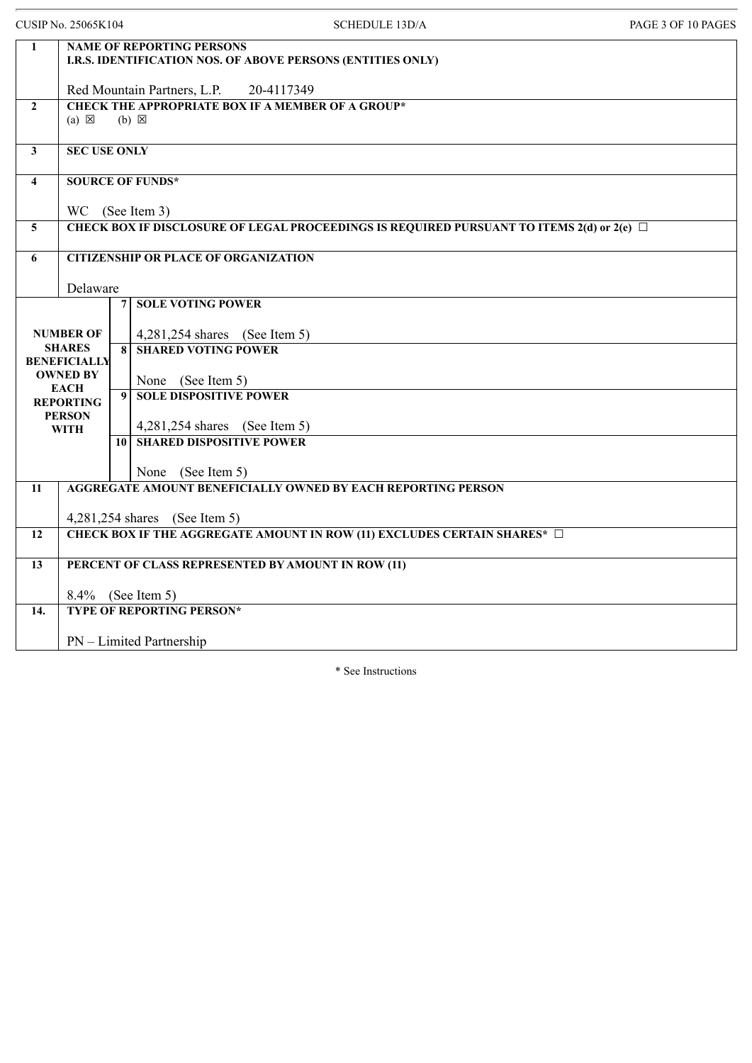| | | | |
|---|---|---|---|
| **1** | **NAME OF REPORTING PERSONS**<br>**I.R.S. IDENTIFICATION NOS. OF ABOVE PERSONS (ENTITIES ONLY)**<br><br>Red Mountain Partners, L.P.     20-4117349 | | |
| **2** | **CHECK THE APPROPRIATE BOX IF A MEMBER OF A GROUP***<br>(a) ☒     (b) ☒ | | |
| **3** | **SEC USE ONLY** | | |
| **4** | **SOURCE OF FUNDS***<br><br>WC   (See Item 3) | | |
| **5** | **CHECK BOX IF DISCLOSURE OF LEGAL PROCEEDINGS IS REQUIRED PURSUANT TO ITEMS 2(d) or 2(e)** ☐ | | |
| **6** | **CITIZENSHIP OR PLACE OF ORGANIZATION**<br><br>Delaware | | |
| **NUMBER OF SHARES BENEFICIALLY OWNED BY EACH REPORTING PERSON WITH** | | **7** | **SOLE VOTING POWER**<br><br>4,281,254 shares   (See Item 5) |
| | | **8** | **SHARED VOTING POWER**<br><br>None   (See Item 5) |
| | | **9** | **SOLE DISPOSITIVE POWER**<br><br>4,281,254 shares   (See Item 5) |
| | | **10** | **SHARED DISPOSITIVE POWER**<br><br>None   (See Item 5) |
| **11** | **AGGREGATE AMOUNT BENEFICIALLY OWNED BY EACH REPORTING PERSON**<br><br>4,281,254 shares   (See Item 5) | | |
| **12** | **CHECK BOX IF THE AGGREGATE AMOUNT IN ROW (11) EXCLUDES CERTAIN SHARES*** ☐ | | |
| **13** | **PERCENT OF CLASS REPRESENTED BY AMOUNT IN ROW (11)**<br><br>8.4%   (See Item 5) | | |
| **14.** | **TYPE OF REPORTING PERSON***<br><br>PN – Limited Partnership | | |

* See Instructions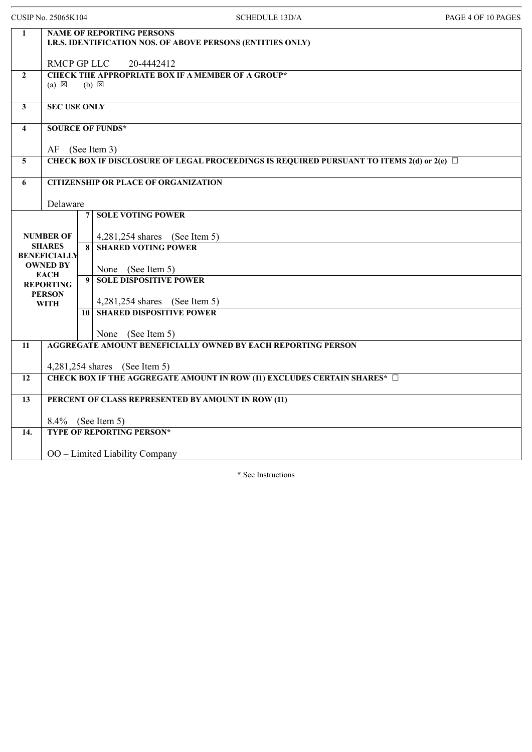| | | | |
|---|---|---|---|
| 1 | **NAME OF REPORTING PERSONS**<br>**I.R.S. IDENTIFICATION NOS. OF ABOVE PERSONS (ENTITIES ONLY)**<br><br>RMCP GP LLC 20-4442412 | | |
| 2 | **CHECK THE APPROPRIATE BOX IF A MEMBER OF A GROUP***<br>(a) ☒ (b) ☒ | | |
| 3 | **SEC USE ONLY** | | |
| 4 | **SOURCE OF FUNDS***<br><br>AF (See Item 3) | | |
| 5 | **CHECK BOX IF DISCLOSURE OF LEGAL PROCEEDINGS IS REQUIRED PURSUANT TO ITEMS 2(d) or 2(e)** ☐ | | |
| 6 | **CITIZENSHIP OR PLACE OF ORGANIZATION**<br><br>Delaware | | |
| **NUMBER OF SHARES BENEFICIALLY OWNED BY EACH REPORTING PERSON WITH** | 7 | **SOLE VOTING POWER**<br><br>4,281,254 shares (See Item 5) | |
| | 8 | **SHARED VOTING POWER**<br><br>None (See Item 5) | |
| | 9 | **SOLE DISPOSITIVE POWER**<br><br>4,281,254 shares (See Item 5) | |
| | 10 | **SHARED DISPOSITIVE POWER**<br><br>None (See Item 5) | |
| 11 | **AGGREGATE AMOUNT BENEFICIALLY OWNED BY EACH REPORTING PERSON**<br><br>4,281,254 shares (See Item 5) | | |
| 12 | **CHECK BOX IF THE AGGREGATE AMOUNT IN ROW (11) EXCLUDES CERTAIN SHARES*** ☐ | | |
| 13 | **PERCENT OF CLASS REPRESENTED BY AMOUNT IN ROW (11)**<br><br>8.4% (See Item 5) | | |
| 14. | **TYPE OF REPORTING PERSON***<br><br>OO – Limited Liability Company | | |

* See Instructions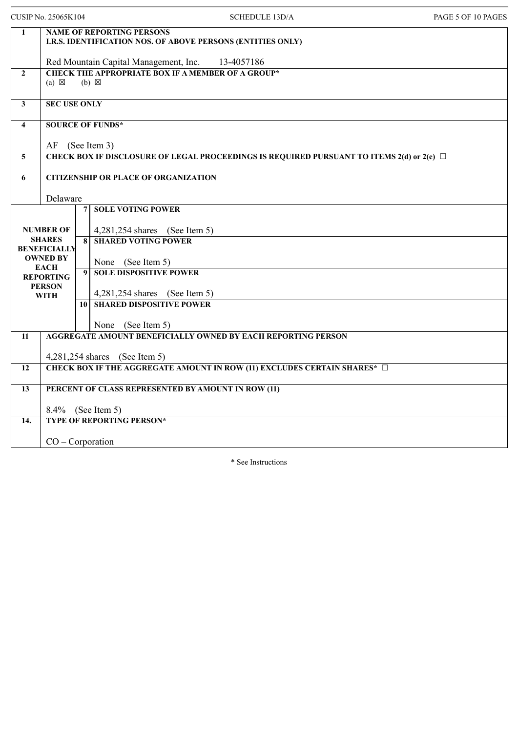| | | | |
|---|---|---|---|
| 1 | **NAME OF REPORTING PERSONS**<br>**I.R.S. IDENTIFICATION NOS. OF ABOVE PERSONS (ENTITIES ONLY)**<br><br>Red Mountain Capital Management, Inc.     13-4057186 | | |
| 2 | **CHECK THE APPROPRIATE BOX IF A MEMBER OF A GROUP***<br>(a) ☒     (b) ☒ | | |
| 3 | **SEC USE ONLY** | | |
| 4 | **SOURCE OF FUNDS***<br><br>AF   (See Item 3) | | |
| 5 | **CHECK BOX IF DISCLOSURE OF LEGAL PROCEEDINGS IS REQUIRED PURSUANT TO ITEMS 2(d) or 2(e)** ☐ | | |
| 6 | **CITIZENSHIP OR PLACE OF ORGANIZATION**<br><br>Delaware | | |
| **NUMBER OF SHARES BENEFICIALLY OWNED BY EACH REPORTING PERSON WITH** | | 7 | **SOLE VOTING POWER**<br><br>4,281,254 shares   (See Item 5) |
| | | 8 | **SHARED VOTING POWER**<br><br>None   (See Item 5) |
| | | 9 | **SOLE DISPOSITIVE POWER**<br><br>4,281,254 shares   (See Item 5) |
| | | 10 | **SHARED DISPOSITIVE POWER**<br><br>None   (See Item 5) |
| 11 | **AGGREGATE AMOUNT BENEFICIALLY OWNED BY EACH REPORTING PERSON**<br><br>4,281,254 shares   (See Item 5) | | |
| 12 | **CHECK BOX IF THE AGGREGATE AMOUNT IN ROW (11) EXCLUDES CERTAIN SHARES*** ☐ | | |
| 13 | **PERCENT OF CLASS REPRESENTED BY AMOUNT IN ROW (11)**<br><br>8.4%   (See Item 5) | | |
| 14. | **TYPE OF REPORTING PERSON***<br><br>CO – Corporation | | |

* See Instructions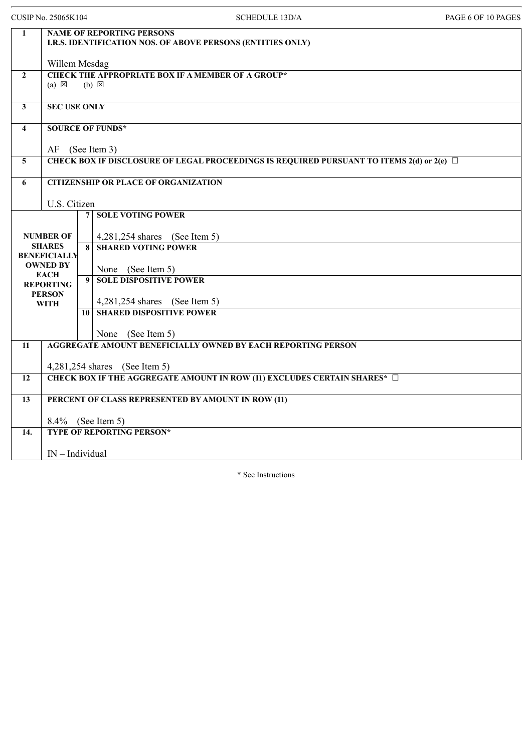CUSIP No. 25065K104 SCHEDULE 13D/A

| | | | |
|---|---|---|---|
| 1 | **NAME OF REPORTING PERSONS**<br>**I.R.S. IDENTIFICATION NOS. OF ABOVE PERSONS (ENTITIES ONLY)**<br><br>Willem Mesdag | | |
| 2 | **CHECK THE APPROPRIATE BOX IF A MEMBER OF A GROUP***<br>(a) ☒ (b) ☒ | | |
| 3 | **SEC USE ONLY** | | |
| 4 | **SOURCE OF FUNDS***<br><br>AF (See Item 3) | | |
| 5 | **CHECK BOX IF DISCLOSURE OF LEGAL PROCEEDINGS IS REQUIRED PURSUANT TO ITEMS 2(d) or 2(e)** ☐ | | |
| 6 | **CITIZENSHIP OR PLACE OF ORGANIZATION**<br><br>U.S. Citizen | | |
| **NUMBER OF SHARES BENEFICIALLY OWNED BY EACH REPORTING PERSON WITH** | | 7 | **SOLE VOTING POWER**<br><br>4,281,254 shares (See Item 5) |
| | | 8 | **SHARED VOTING POWER**<br><br>None (See Item 5) |
| | | 9 | **SOLE DISPOSITIVE POWER**<br><br>4,281,254 shares (See Item 5) |
| | | 10 | **SHARED DISPOSITIVE POWER**<br><br>None (See Item 5) |
| 11 | **AGGREGATE AMOUNT BENEFICIALLY OWNED BY EACH REPORTING PERSON**<br><br>4,281,254 shares (See Item 5) | | |
| 12 | **CHECK BOX IF THE AGGREGATE AMOUNT IN ROW (11) EXCLUDES CERTAIN SHARES*** ☐ | | |
| 13 | **PERCENT OF CLASS REPRESENTED BY AMOUNT IN ROW (11)**<br><br>8.4% (See Item 5) | | |
| 14. | **TYPE OF REPORTING PERSON***<br><br>IN – Individual | | |

\* See Instructions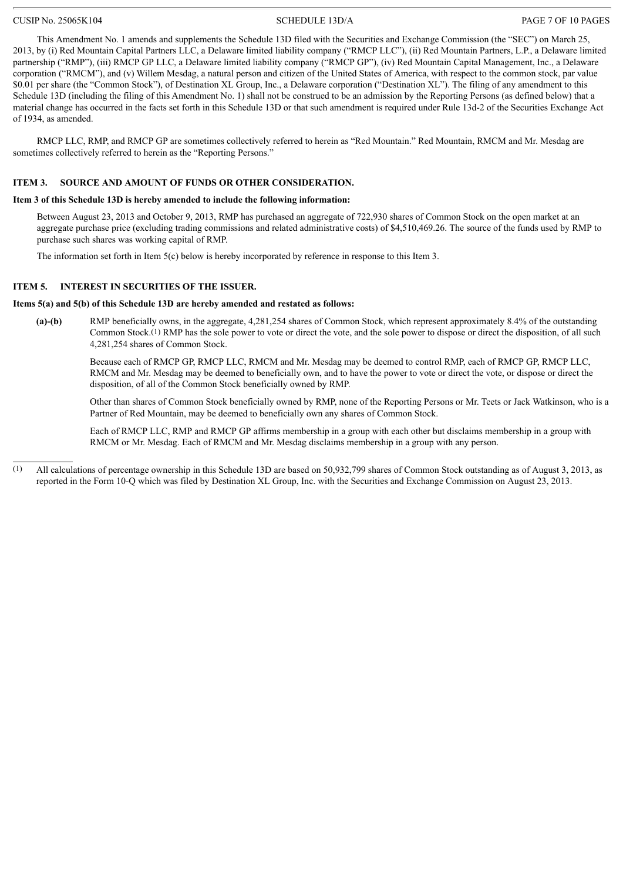This Amendment No. 1 amends and supplements the Schedule 13D filed with the Securities and Exchange Commission (the "SEC") on March 25, 2013, by (i) Red Mountain Capital Partners LLC, a Delaware limited liability company ("RMCP LLC"), (ii) Red Mountain Partners, L.P., a Delaware limited partnership ("RMP"), (iii) RMCP GP LLC, a Delaware limited liability company ("RMCP GP"), (iv) Red Mountain Capital Management, Inc., a Delaware corporation ("RMCM"), and (v) Willem Mesdag, a natural person and citizen of the United States of America, with respect to the common stock, par value $0.01 per share (the "Common Stock"), of Destination XL Group, Inc., a Delaware corporation ("Destination XL"). The filing of any amendment to this Schedule 13D (including the filing of this Amendment No. 1) shall not be construed to be an admission by the Reporting Persons (as defined below) that a material change has occurred in the facts set forth in this Schedule 13D or that such amendment is required under Rule 13d-2 of the Securities Exchange Act of 1934, as amended.

RMCP LLC, RMP, and RMCP GP are sometimes collectively referred to herein as "Red Mountain." Red Mountain, RMCM and Mr. Mesdag are sometimes collectively referred to herein as the "Reporting Persons."

## ITEM 3. SOURCE AND AMOUNT OF FUNDS OR OTHER CONSIDERATION.

**Item 3 of this Schedule 13D is hereby amended to include the following information:**

Between August 23, 2013 and October 9, 2013, RMP has purchased an aggregate of 722,930 shares of Common Stock on the open market at an aggregate purchase price (excluding trading commissions and related administrative costs) of $4,510,469.26. The source of the funds used by RMP to purchase such shares was working capital of RMP.

The information set forth in Item 5(c) below is hereby incorporated by reference in response to this Item 3.

## ITEM 5. INTEREST IN SECURITIES OF THE ISSUER.

**Items 5(a) and 5(b) of this Schedule 13D are hereby amended and restated as follows:**

**(a)-(b)** RMP beneficially owns, in the aggregate, 4,281,254 shares of Common Stock, which represent approximately 8.4% of the outstanding Common Stock.[1] RMP has the sole power to vote or direct the vote, and the sole power to dispose or direct the disposition, of all such 4,281,254 shares of Common Stock.

Because each of RMCP GP, RMCP LLC, RMCM and Mr. Mesdag may be deemed to control RMP, each of RMCP GP, RMCP LLC, RMCM and Mr. Mesdag may be deemed to beneficially own, and to have the power to vote or direct the vote, or dispose or direct the disposition, of all of the Common Stock beneficially owned by RMP.

Other than shares of Common Stock beneficially owned by RMP, none of the Reporting Persons or Mr. Teets or Jack Watkinson, who is a Partner of Red Mountain, may be deemed to beneficially own any shares of Common Stock.

Each of RMCP LLC, RMP and RMCP GP affirms membership in a group with each other but disclaims membership in a group with RMCM or Mr. Mesdag. Each of RMCM and Mr. Mesdag disclaims membership in a group with any person.

---

(1) All calculations of percentage ownership in this Schedule 13D are based on 50,932,799 shares of Common Stock outstanding as of August 3, 2013, as reported in the Form 10-Q which was filed by Destination XL Group, Inc. with the Securities and Exchange Commission on August 23, 2013.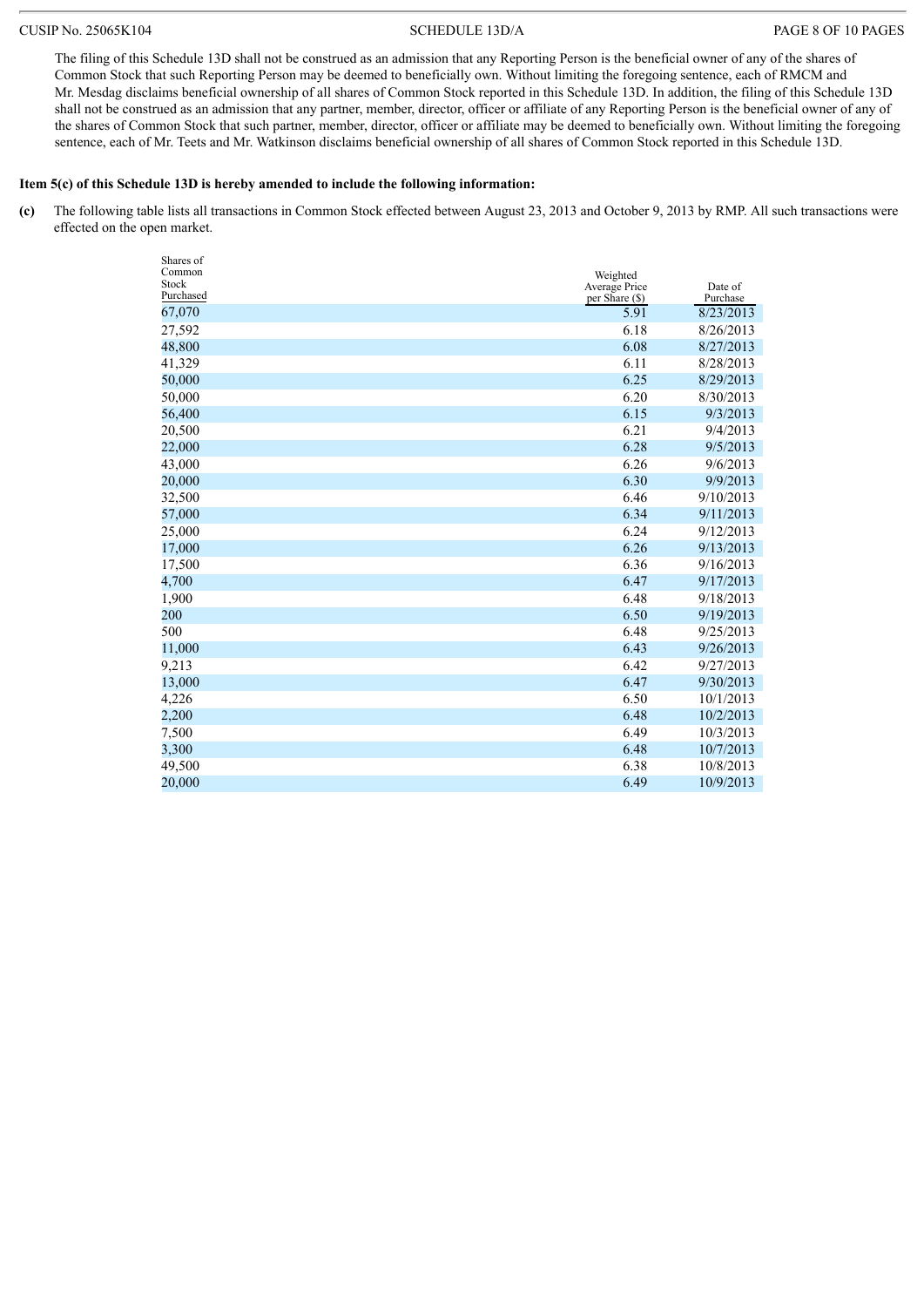The filing of this Schedule 13D shall not be construed as an admission that any Reporting Person is the beneficial owner of any of the shares of Common Stock that such Reporting Person may be deemed to beneficially own. Without limiting the foregoing sentence, each of RMCM and Mr. Mesdag disclaims beneficial ownership of all shares of Common Stock reported in this Schedule 13D. In addition, the filing of this Schedule 13D shall not be construed as an admission that any partner, member, director, officer or affiliate of any Reporting Person is the beneficial owner of any of the shares of Common Stock that such partner, member, director, officer or affiliate may be deemed to beneficially own. Without limiting the foregoing sentence, each of Mr. Teets and Mr. Watkinson disclaims beneficial ownership of all shares of Common Stock reported in this Schedule 13D.

**Item 5(c) of this Schedule 13D is hereby amended to include the following information:**

**(c)** The following table lists all transactions in Common Stock effected between August 23, 2013 and October 9, 2013 by RMP. All such transactions were effected on the open market.

| Shares of Common Stock Purchased | Weighted Average Price per Share ($) | Date of Purchase |
|---|---|---|
| 67,070 | 5.91 | 8/23/2013 |
| 27,592 | 6.18 | 8/26/2013 |
| 48,800 | 6.08 | 8/27/2013 |
| 41,329 | 6.11 | 8/28/2013 |
| 50,000 | 6.25 | 8/29/2013 |
| 50,000 | 6.20 | 8/30/2013 |
| 56,400 | 6.15 | 9/3/2013 |
| 20,500 | 6.21 | 9/4/2013 |
| 22,000 | 6.28 | 9/5/2013 |
| 43,000 | 6.26 | 9/6/2013 |
| 20,000 | 6.30 | 9/9/2013 |
| 32,500 | 6.46 | 9/10/2013 |
| 57,000 | 6.34 | 9/11/2013 |
| 25,000 | 6.24 | 9/12/2013 |
| 17,000 | 6.26 | 9/13/2013 |
| 17,500 | 6.36 | 9/16/2013 |
| 4,700 | 6.47 | 9/17/2013 |
| 1,900 | 6.48 | 9/18/2013 |
| 200 | 6.50 | 9/19/2013 |
| 500 | 6.48 | 9/25/2013 |
| 11,000 | 6.43 | 9/26/2013 |
| 9,213 | 6.42 | 9/27/2013 |
| 13,000 | 6.47 | 9/30/2013 |
| 4,226 | 6.50 | 10/1/2013 |
| 2,200 | 6.48 | 10/2/2013 |
| 7,500 | 6.49 | 10/3/2013 |
| 3,300 | 6.48 | 10/7/2013 |
| 49,500 | 6.38 | 10/8/2013 |
| 20,000 | 6.49 | 10/9/2013 |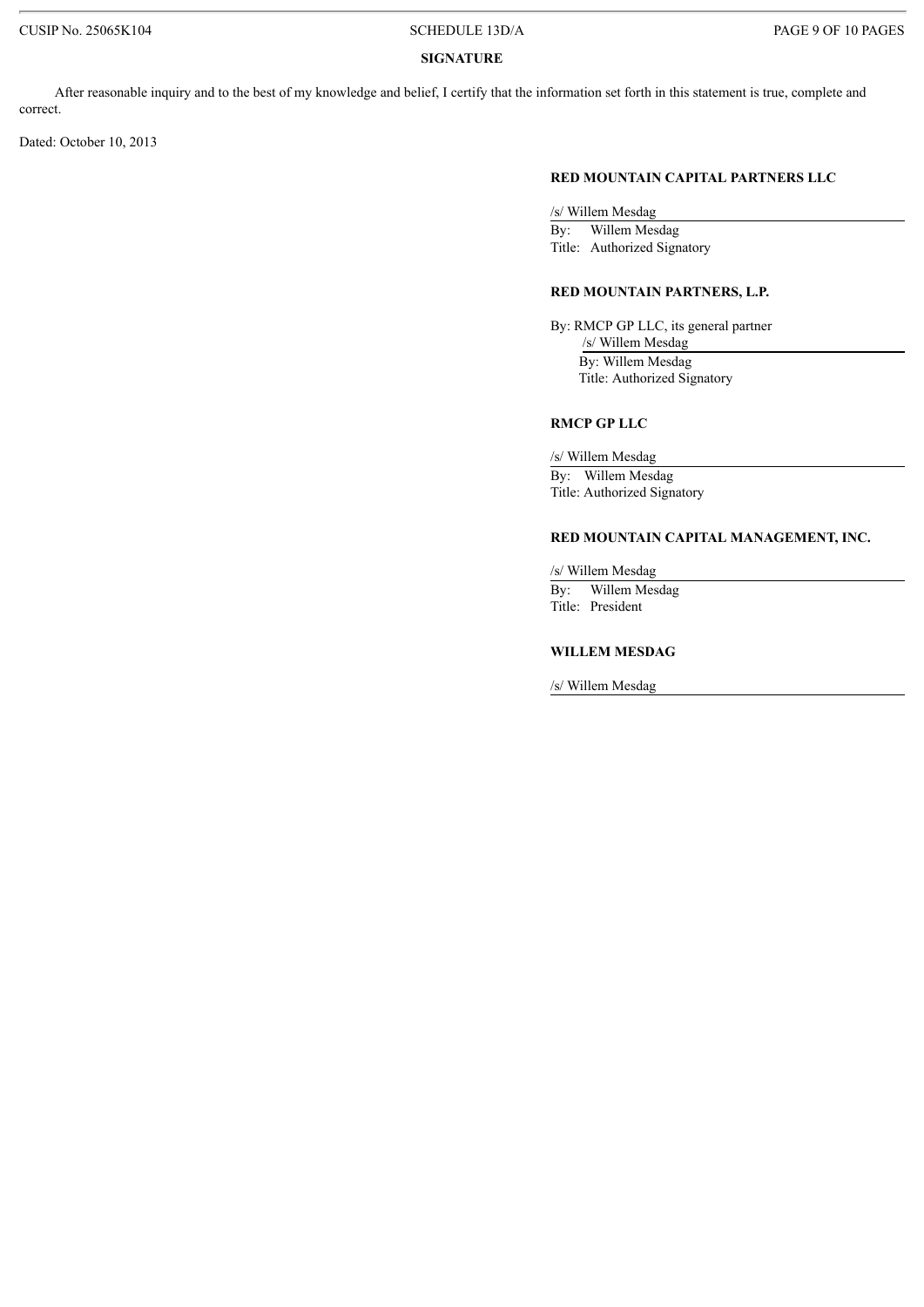## SIGNATURE

After reasonable inquiry and to the best of my knowledge and belief, I certify that the information set forth in this statement is true, complete and correct.

Dated: October 10, 2013

**RED MOUNTAIN CAPITAL PARTNERS LLC**

/s/ Willem Mesdag

By: Willem Mesdag

Title: Authorized Signatory

**RED MOUNTAIN PARTNERS, L.P.**

By: RMCP GP LLC, its general partner

/s/ Willem Mesdag

By: Willem Mesdag

Title: Authorized Signatory

**RMCP GP LLC**

/s/ Willem Mesdag

By: Willem Mesdag

Title: Authorized Signatory

**RED MOUNTAIN CAPITAL MANAGEMENT, INC.**

/s/ Willem Mesdag

By: Willem Mesdag

Title: President

**WILLEM MESDAG**

/s/ Willem Mesdag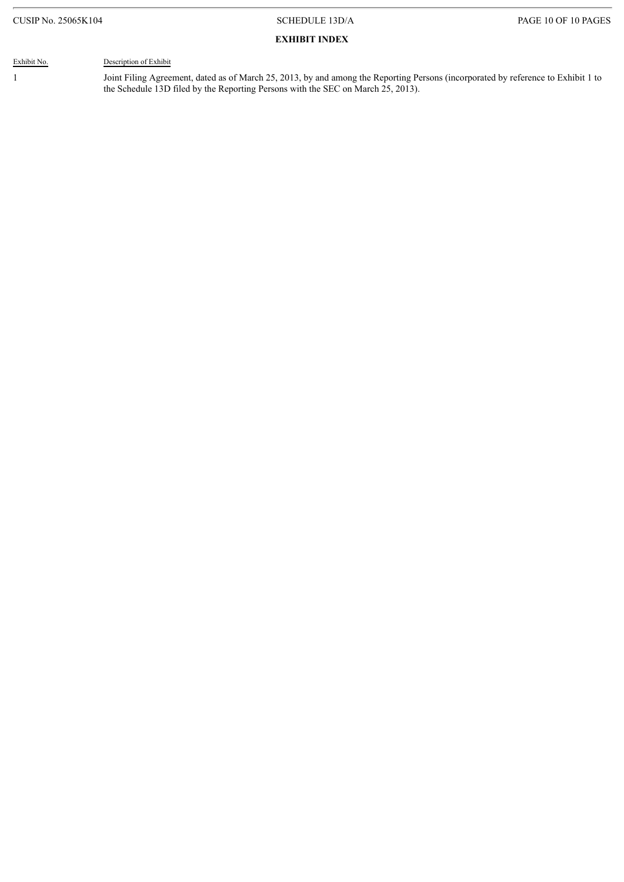**EXHIBIT INDEX**

| Exhibit No. | Description of Exhibit |
| --- | --- |
| 1 | Joint Filing Agreement, dated as of March 25, 2013, by and among the Reporting Persons (incorporated by reference to Exhibit 1 to the Schedule 13D filed by the Reporting Persons with the SEC on March 25, 2013). |